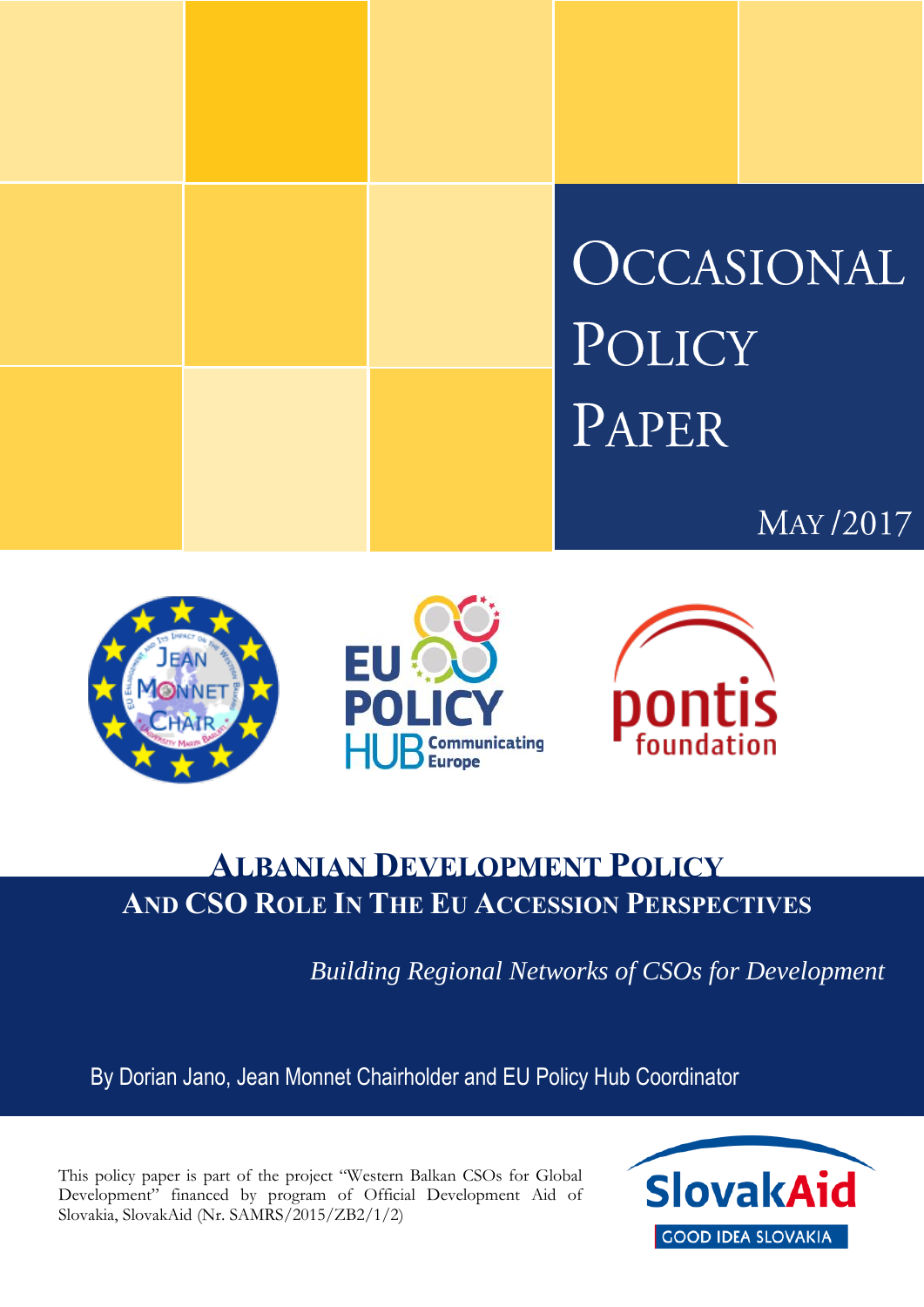# OCCASIONAL POLICY PAPER

MAY /2017

# ALBANIAN DEVELOPMENT POLICY AND CSO ROLE IN THE EU ACCESSION PERSPECTIVES

*Building Regional Networks of CSOs for Development*

By Dorian Jano, Jean Monnet Chairholder and EU Policy Hub Coordinator

This policy paper is part of the project "Western Balkan CSOs for Global Development" financed by program of Official Development Aid of Slovakia, SlovakAid (Nr. SAMRS/2015/ZB2/1/2)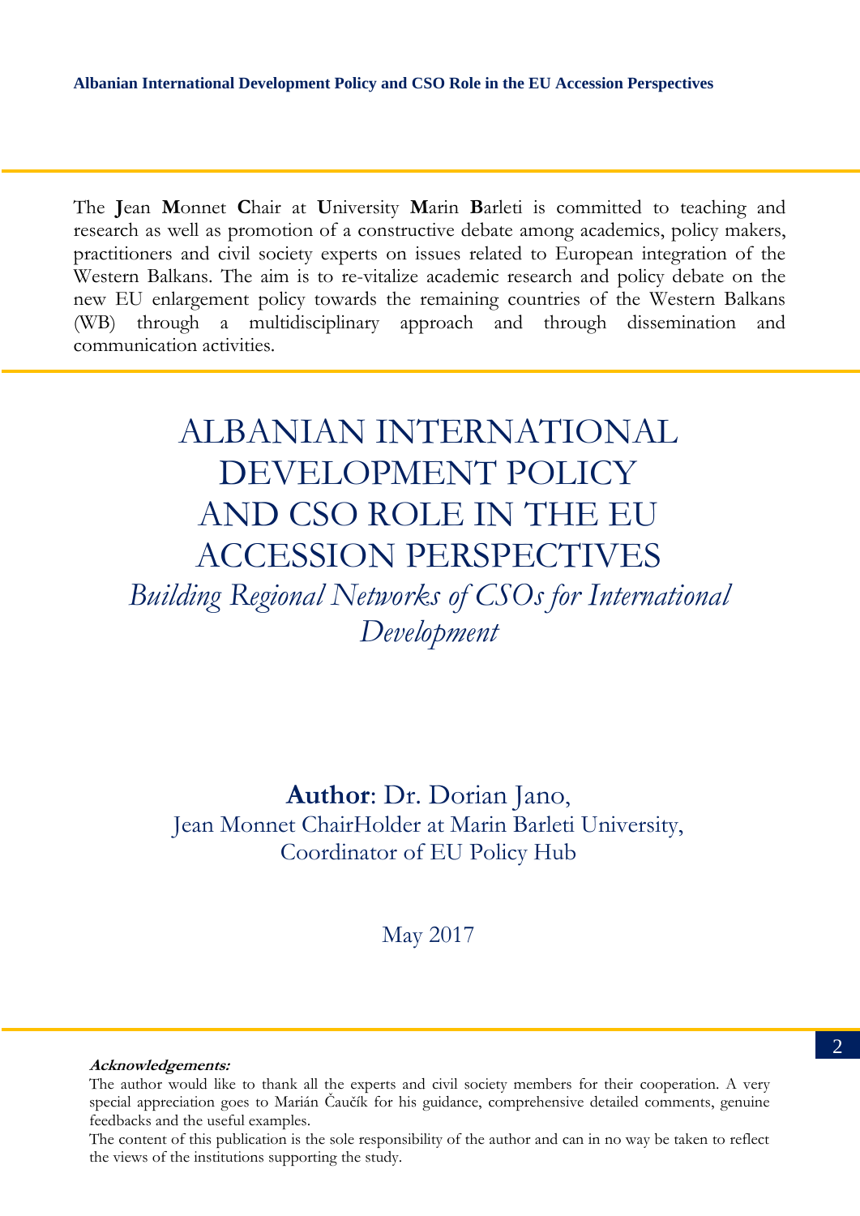The **J**ean **M**onnet **C**hair at **U**niversity **M**arin **B**arleti is committed to teaching and research as well as promotion of a constructive debate among academics, policy makers, practitioners and civil society experts on issues related to European integration of the Western Balkans. The aim is to re-vitalize academic research and policy debate on the new EU enlargement policy towards the remaining countries of the Western Balkans (WB) through a multidisciplinary approach and through dissemination and communication activities.

# ALBANIAN INTERNATIONAL DEVELOPMENT POLICY AND CSO ROLE IN THE EU ACCESSION PERSPECTIVES

*Building Regional Networks of CSOs for International Development*

**Author**: Dr. Dorian Jano,
Jean Monnet ChairHolder at Marin Barleti University,
Coordinator of EU Policy Hub

May 2017

***Acknowledgements:***
The author would like to thank all the experts and civil society members for their cooperation. A very special appreciation goes to Marián Čaučík for his guidance, comprehensive detailed comments, genuine feedbacks and the useful examples.
The content of this publication is the sole responsibility of the author and can in no way be taken to reflect the views of the institutions supporting the study.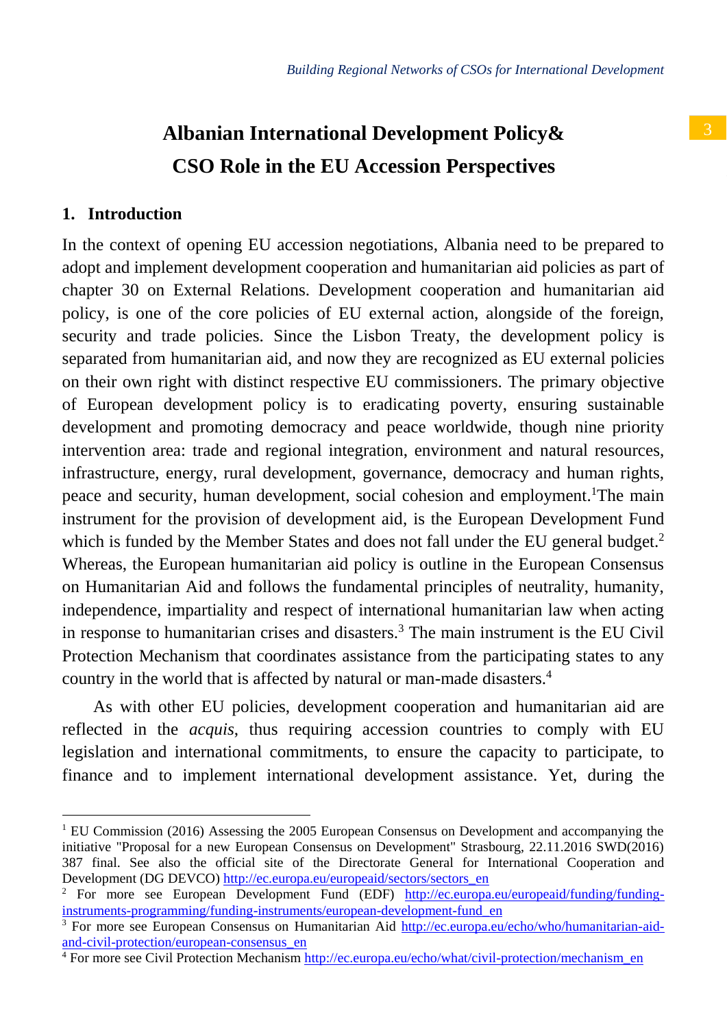# Albanian International Development Policy& CSO Role in the EU Accession Perspectives

## 1. Introduction

In the context of opening EU accession negotiations, Albania need to be prepared to adopt and implement development cooperation and humanitarian aid policies as part of chapter 30 on External Relations. Development cooperation and humanitarian aid policy, is one of the core policies of EU external action, alongside of the foreign, security and trade policies. Since the Lisbon Treaty, the development policy is separated from humanitarian aid, and now they are recognized as EU external policies on their own right with distinct respective EU commissioners. The primary objective of European development policy is to eradicating poverty, ensuring sustainable development and promoting democracy and peace worldwide, though nine priority intervention area: trade and regional integration, environment and natural resources, infrastructure, energy, rural development, governance, democracy and human rights, peace and security, human development, social cohesion and employment.[1]The main instrument for the provision of development aid, is the European Development Fund which is funded by the Member States and does not fall under the EU general budget.[2] Whereas, the European humanitarian aid policy is outline in the European Consensus on Humanitarian Aid and follows the fundamental principles of neutrality, humanity, independence, impartiality and respect of international humanitarian law when acting in response to humanitarian crises and disasters.[3] The main instrument is the EU Civil Protection Mechanism that coordinates assistance from the participating states to any country in the world that is affected by natural or man-made disasters.[4]

As with other EU policies, development cooperation and humanitarian aid are reflected in the *acquis*, thus requiring accession countries to comply with EU legislation and international commitments, to ensure the capacity to participate, to finance and to implement international development assistance. Yet, during the

---

[1] EU Commission (2016) Assessing the 2005 European Consensus on Development and accompanying the initiative "Proposal for a new European Consensus on Development" Strasbourg, 22.11.2016 SWD(2016) 387 final. See also the official site of the Directorate General for International Cooperation and Development (DG DEVCO) http://ec.europa.eu/europeaid/sectors/sectors_en

[2] For more see European Development Fund (EDF) http://ec.europa.eu/europeaid/funding/funding-instruments-programming/funding-instruments/european-development-fund_en

[3] For more see European Consensus on Humanitarian Aid http://ec.europa.eu/echo/who/humanitarian-aid-and-civil-protection/european-consensus_en

[4] For more see Civil Protection Mechanism http://ec.europa.eu/echo/what/civil-protection/mechanism_en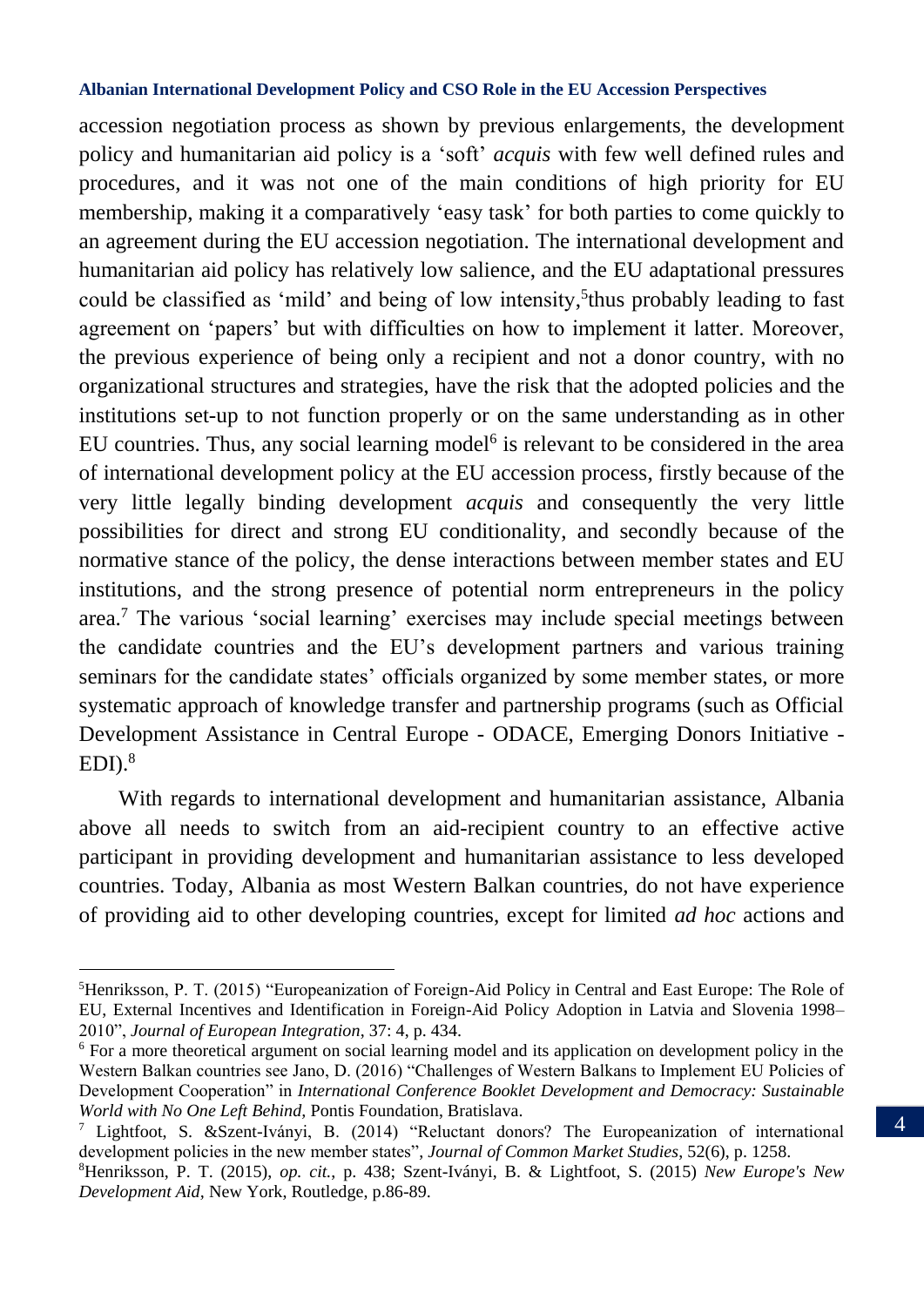accession negotiation process as shown by previous enlargements, the development policy and humanitarian aid policy is a 'soft' *acquis* with few well defined rules and procedures, and it was not one of the main conditions of high priority for EU membership, making it a comparatively 'easy task' for both parties to come quickly to an agreement during the EU accession negotiation. The international development and humanitarian aid policy has relatively low salience, and the EU adaptational pressures could be classified as 'mild' and being of low intensity,[5]thus probably leading to fast agreement on 'papers' but with difficulties on how to implement it latter. Moreover, the previous experience of being only a recipient and not a donor country, with no organizational structures and strategies, have the risk that the adopted policies and the institutions set-up to not function properly or on the same understanding as in other EU countries. Thus, any social learning model[6] is relevant to be considered in the area of international development policy at the EU accession process, firstly because of the very little legally binding development *acquis* and consequently the very little possibilities for direct and strong EU conditionality, and secondly because of the normative stance of the policy, the dense interactions between member states and EU institutions, and the strong presence of potential norm entrepreneurs in the policy area.[7] The various 'social learning' exercises may include special meetings between the candidate countries and the EU's development partners and various training seminars for the candidate states' officials organized by some member states, or more systematic approach of knowledge transfer and partnership programs (such as Official Development Assistance in Central Europe - ODACE, Emerging Donors Initiative - EDI).[8]

With regards to international development and humanitarian assistance, Albania above all needs to switch from an aid-recipient country to an effective active participant in providing development and humanitarian assistance to less developed countries. Today, Albania as most Western Balkan countries, do not have experience of providing aid to other developing countries, except for limited *ad hoc* actions and

---

[5]Henriksson, P. T. (2015) "Europeanization of Foreign-Aid Policy in Central and East Europe: The Role of EU, External Incentives and Identification in Foreign-Aid Policy Adoption in Latvia and Slovenia 1998–2010", *Journal of European Integration*, 37: 4, p. 434.

[6] For a more theoretical argument on social learning model and its application on development policy in the Western Balkan countries see Jano, D. (2016) "Challenges of Western Balkans to Implement EU Policies of Development Cooperation" in *International Conference Booklet Development and Democracy: Sustainable World with No One Left Behind*, Pontis Foundation, Bratislava.

[7] Lightfoot, S. &Szent-Iványi, B. (2014) "Reluctant donors? The Europeanization of international development policies in the new member states", *Journal of Common Market Studies*, 52(6), p. 1258.

[8]Henriksson, P. T. (2015), *op. cit.*, p. 438; Szent-Iványi, B. & Lightfoot, S. (2015) *New Europe's New Development Aid*, New York, Routledge, p.86-89.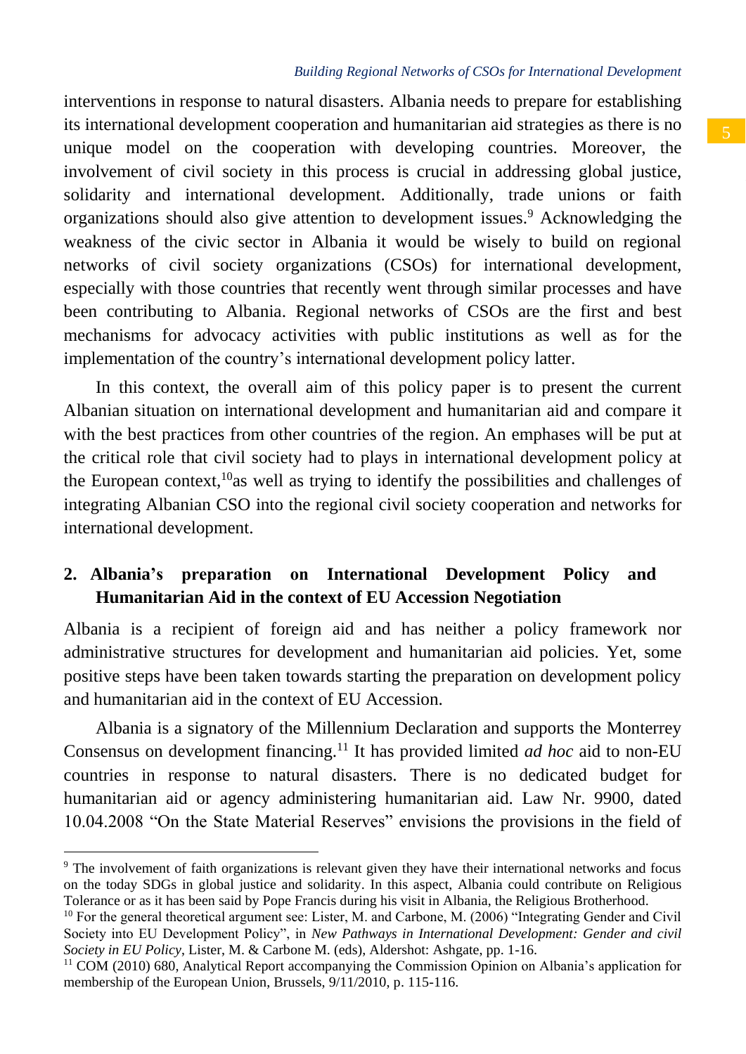interventions in response to natural disasters. Albania needs to prepare for establishing its international development cooperation and humanitarian aid strategies as there is no unique model on the cooperation with developing countries. Moreover, the involvement of civil society in this process is crucial in addressing global justice, solidarity and international development. Additionally, trade unions or faith organizations should also give attention to development issues.[9] Acknowledging the weakness of the civic sector in Albania it would be wisely to build on regional networks of civil society organizations (CSOs) for international development, especially with those countries that recently went through similar processes and have been contributing to Albania. Regional networks of CSOs are the first and best mechanisms for advocacy activities with public institutions as well as for the implementation of the country's international development policy latter.

In this context, the overall aim of this policy paper is to present the current Albanian situation on international development and humanitarian aid and compare it with the best practices from other countries of the region. An emphases will be put at the critical role that civil society had to plays in international development policy at the European context,[10]as well as trying to identify the possibilities and challenges of integrating Albanian CSO into the regional civil society cooperation and networks for international development.

## 2. Albania's preparation on International Development Policy and Humanitarian Aid in the context of EU Accession Negotiation

Albania is a recipient of foreign aid and has neither a policy framework nor administrative structures for development and humanitarian aid policies. Yet, some positive steps have been taken towards starting the preparation on development policy and humanitarian aid in the context of EU Accession.

Albania is a signatory of the Millennium Declaration and supports the Monterrey Consensus on development financing.[11] It has provided limited *ad hoc* aid to non-EU countries in response to natural disasters. There is no dedicated budget for humanitarian aid or agency administering humanitarian aid. Law Nr. 9900, dated 10.04.2008 "On the State Material Reserves" envisions the provisions in the field of

---

[9] The involvement of faith organizations is relevant given they have their international networks and focus on the today SDGs in global justice and solidarity. In this aspect, Albania could contribute on Religious Tolerance or as it has been said by Pope Francis during his visit in Albania, the Religious Brotherhood.

[10] For the general theoretical argument see: Lister, M. and Carbone, M. (2006) "Integrating Gender and Civil Society into EU Development Policy", in *New Pathways in International Development: Gender and civil Society in EU Policy*, Lister, M. & Carbone M. (eds), Aldershot: Ashgate, pp. 1-16.

[11] COM (2010) 680, Analytical Report accompanying the Commission Opinion on Albania's application for membership of the European Union, Brussels, 9/11/2010, p. 115-116.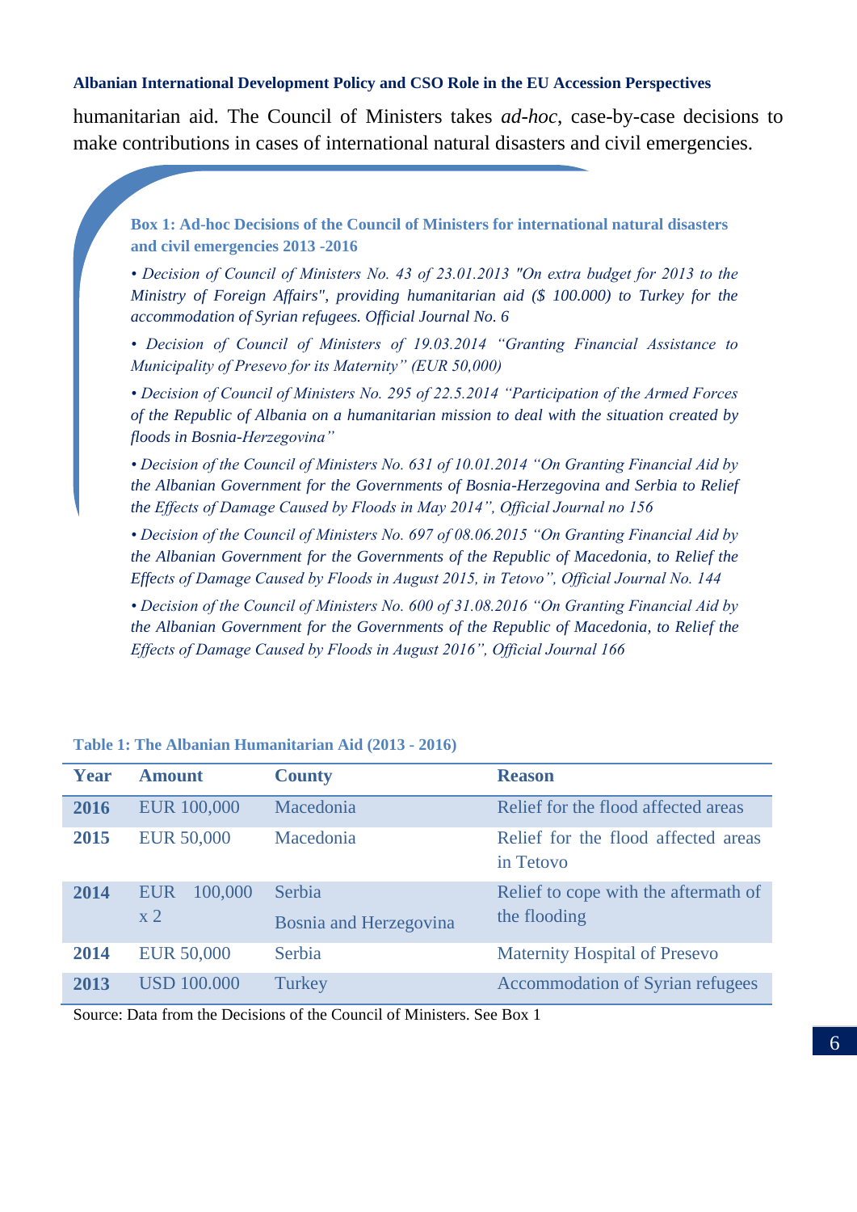humanitarian aid. The Council of Ministers takes *ad-hoc*, case-by-case decisions to make contributions in cases of international natural disasters and civil emergencies.

**Box 1: Ad-hoc Decisions of the Council of Ministers for international natural disasters and civil emergencies 2013 -2016**

- *Decision of Council of Ministers No. 43 of 23.01.2013 "On extra budget for 2013 to the Ministry of Foreign Affairs", providing humanitarian aid ($ 100.000) to Turkey for the accommodation of Syrian refugees. Official Journal No. 6*
- *Decision of Council of Ministers of 19.03.2014 "Granting Financial Assistance to Municipality of Presevo for its Maternity" (EUR 50,000)*
- *Decision of Council of Ministers No. 295 of 22.5.2014 "Participation of the Armed Forces of the Republic of Albania on a humanitarian mission to deal with the situation created by floods in Bosnia-Herzegovina"*
- *Decision of the Council of Ministers No. 631 of 10.01.2014 "On Granting Financial Aid by the Albanian Government for the Governments of Bosnia-Herzegovina and Serbia to Relief the Effects of Damage Caused by Floods in May 2014", Official Journal no 156*
- *Decision of the Council of Ministers No. 697 of 08.06.2015 "On Granting Financial Aid by the Albanian Government for the Governments of the Republic of Macedonia, to Relief the Effects of Damage Caused by Floods in August 2015, in Tetovo", Official Journal No. 144*
- *Decision of the Council of Ministers No. 600 of 31.08.2016 "On Granting Financial Aid by the Albanian Government for the Governments of the Republic of Macedonia, to Relief the Effects of Damage Caused by Floods in August 2016", Official Journal 166*

**Table 1: The Albanian Humanitarian Aid (2013 - 2016)**

| Year | Amount | County | Reason |
|---|---|---|---|
| **2016** | EUR 100,000 | Macedonia | Relief for the flood affected areas |
| **2015** | EUR 50,000 | Macedonia | Relief for the flood affected areas in Tetovo |
| **2014** | EUR 100,000 x 2 | Serbia<br>Bosnia and Herzegovina | Relief to cope with the aftermath of the flooding |
| **2014** | EUR 50,000 | Serbia | Maternity Hospital of Presevo |
| **2013** | USD 100.000 | Turkey | Accommodation of Syrian refugees |

Source: Data from the Decisions of the Council of Ministers. See Box 1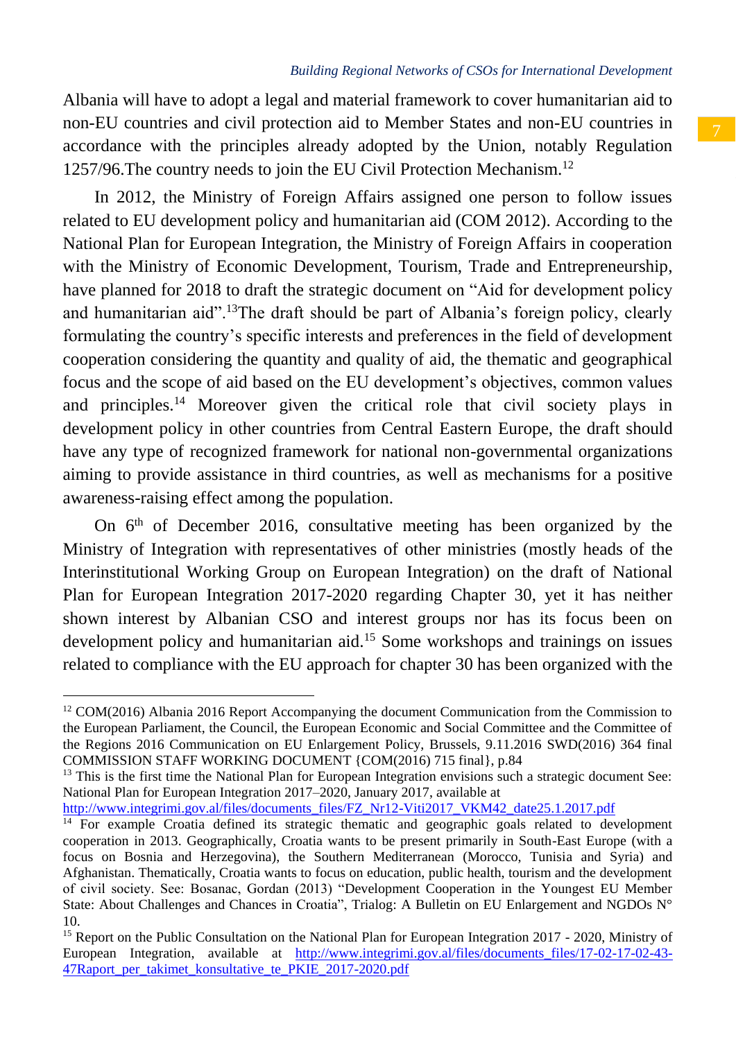Albania will have to adopt a legal and material framework to cover humanitarian aid to non-EU countries and civil protection aid to Member States and non-EU countries in accordance with the principles already adopted by the Union, notably Regulation 1257/96.The country needs to join the EU Civil Protection Mechanism.[12]

In 2012, the Ministry of Foreign Affairs assigned one person to follow issues related to EU development policy and humanitarian aid (COM 2012). According to the National Plan for European Integration, the Ministry of Foreign Affairs in cooperation with the Ministry of Economic Development, Tourism, Trade and Entrepreneurship, have planned for 2018 to draft the strategic document on "Aid for development policy and humanitarian aid".[13]The draft should be part of Albania's foreign policy, clearly formulating the country's specific interests and preferences in the field of development cooperation considering the quantity and quality of aid, the thematic and geographical focus and the scope of aid based on the EU development's objectives, common values and principles.[14] Moreover given the critical role that civil society plays in development policy in other countries from Central Eastern Europe, the draft should have any type of recognized framework for national non-governmental organizations aiming to provide assistance in third countries, as well as mechanisms for a positive awareness-raising effect among the population.

On 6th of December 2016, consultative meeting has been organized by the Ministry of Integration with representatives of other ministries (mostly heads of the Interinstitutional Working Group on European Integration) on the draft of National Plan for European Integration 2017-2020 regarding Chapter 30, yet it has neither shown interest by Albanian CSO and interest groups nor has its focus been on development policy and humanitarian aid.[15] Some workshops and trainings on issues related to compliance with the EU approach for chapter 30 has been organized with the

---

[12] COM(2016) Albania 2016 Report Accompanying the document Communication from the Commission to the European Parliament, the Council, the European Economic and Social Committee and the Committee of the Regions 2016 Communication on EU Enlargement Policy, Brussels, 9.11.2016 SWD(2016) 364 final COMMISSION STAFF WORKING DOCUMENT {COM(2016) 715 final}, p.84

[13] This is the first time the National Plan for European Integration envisions such a strategic document See: National Plan for European Integration 2017–2020, January 2017, available at http://www.integrimi.gov.al/files/documents_files/FZ_Nr12-Viti2017_VKM42_date25.1.2017.pdf

[14] For example Croatia defined its strategic thematic and geographic goals related to development cooperation in 2013. Geographically, Croatia wants to be present primarily in South-East Europe (with a focus on Bosnia and Herzegovina), the Southern Mediterranean (Morocco, Tunisia and Syria) and Afghanistan. Thematically, Croatia wants to focus on education, public health, tourism and the development of civil society. See: Bosanac, Gordan (2013) "Development Cooperation in the Youngest EU Member State: About Challenges and Chances in Croatia", Trialog: A Bulletin on EU Enlargement and NGDOs N° 10.

[15] Report on the Public Consultation on the National Plan for European Integration 2017 - 2020, Ministry of European Integration, available at http://www.integrimi.gov.al/files/documents_files/17-02-17-02-43-47Raport_per_takimet_konsultative_te_PKIE_2017-2020.pdf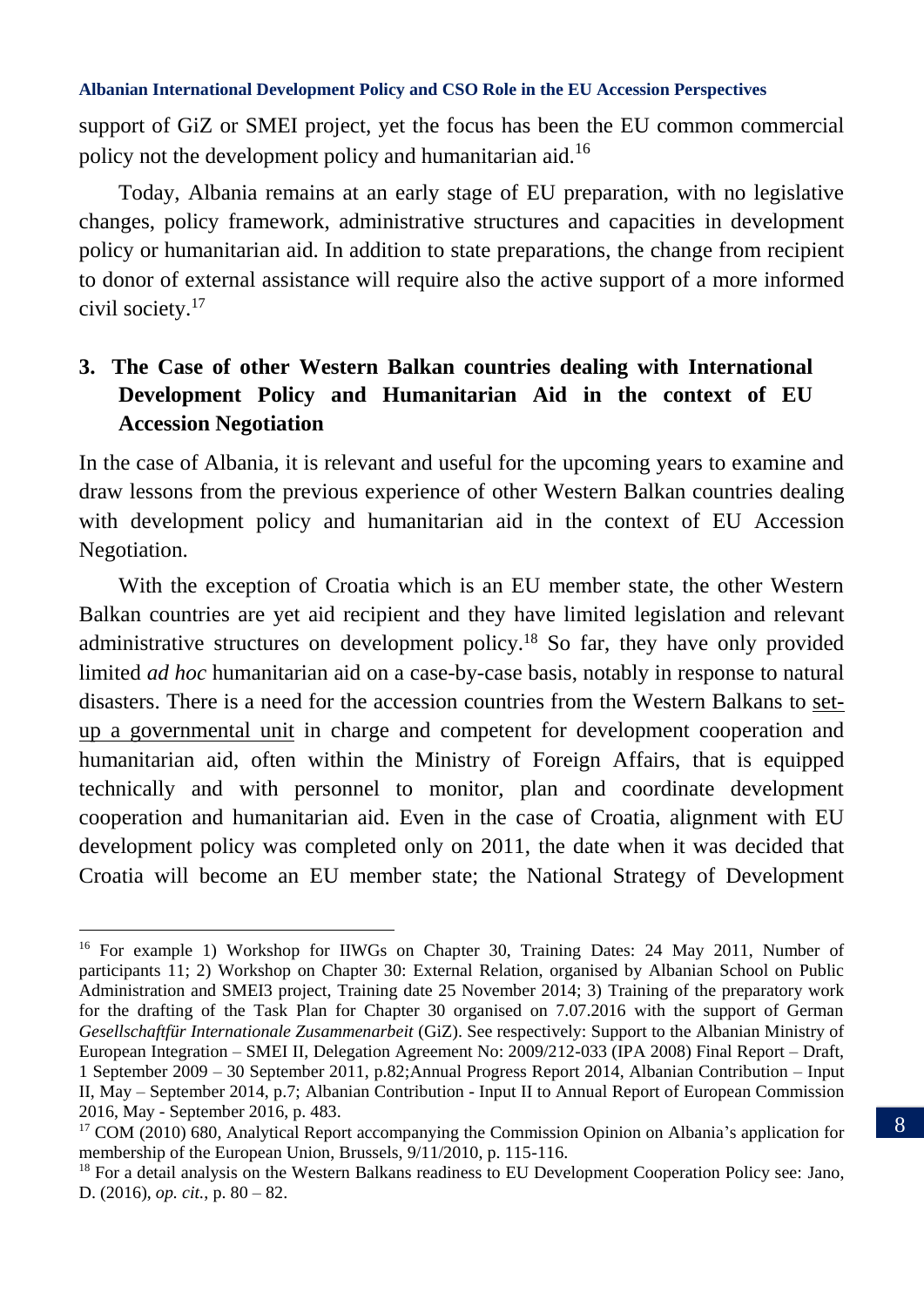support of GiZ or SMEI project, yet the focus has been the EU common commercial policy not the development policy and humanitarian aid.[16]

Today, Albania remains at an early stage of EU preparation, with no legislative changes, policy framework, administrative structures and capacities in development policy or humanitarian aid. In addition to state preparations, the change from recipient to donor of external assistance will require also the active support of a more informed civil society.[17]

## 3. The Case of other Western Balkan countries dealing with International Development Policy and Humanitarian Aid in the context of EU Accession Negotiation

In the case of Albania, it is relevant and useful for the upcoming years to examine and draw lessons from the previous experience of other Western Balkan countries dealing with development policy and humanitarian aid in the context of EU Accession Negotiation.

With the exception of Croatia which is an EU member state, the other Western Balkan countries are yet aid recipient and they have limited legislation and relevant administrative structures on development policy.[18] So far, they have only provided limited *ad hoc* humanitarian aid on a case-by-case basis, notably in response to natural disasters. There is a need for the accession countries from the Western Balkans to set-up a governmental unit in charge and competent for development cooperation and humanitarian aid, often within the Ministry of Foreign Affairs, that is equipped technically and with personnel to monitor, plan and coordinate development cooperation and humanitarian aid. Even in the case of Croatia, alignment with EU development policy was completed only on 2011, the date when it was decided that Croatia will become an EU member state; the National Strategy of Development

---

[16] For example 1) Workshop for IIWGs on Chapter 30, Training Dates: 24 May 2011, Number of participants 11; 2) Workshop on Chapter 30: External Relation, organised by Albanian School on Public Administration and SMEI3 project, Training date 25 November 2014; 3) Training of the preparatory work for the drafting of the Task Plan for Chapter 30 organised on 7.07.2016 with the support of German *Gesellschaftfür Internationale Zusammenarbeit* (GiZ). See respectively: Support to the Albanian Ministry of European Integration – SMEI II, Delegation Agreement No: 2009/212-033 (IPA 2008) Final Report – Draft, 1 September 2009 – 30 September 2011, p.82;Annual Progress Report 2014, Albanian Contribution – Input II, May – September 2014, p.7; Albanian Contribution - Input II to Annual Report of European Commission 2016, May - September 2016, p. 483.

[17] COM (2010) 680, Analytical Report accompanying the Commission Opinion on Albania's application for membership of the European Union, Brussels, 9/11/2010, p. 115-116.

[18] For a detail analysis on the Western Balkans readiness to EU Development Cooperation Policy see: Jano, D. (2016), *op. cit.*, p. 80 – 82.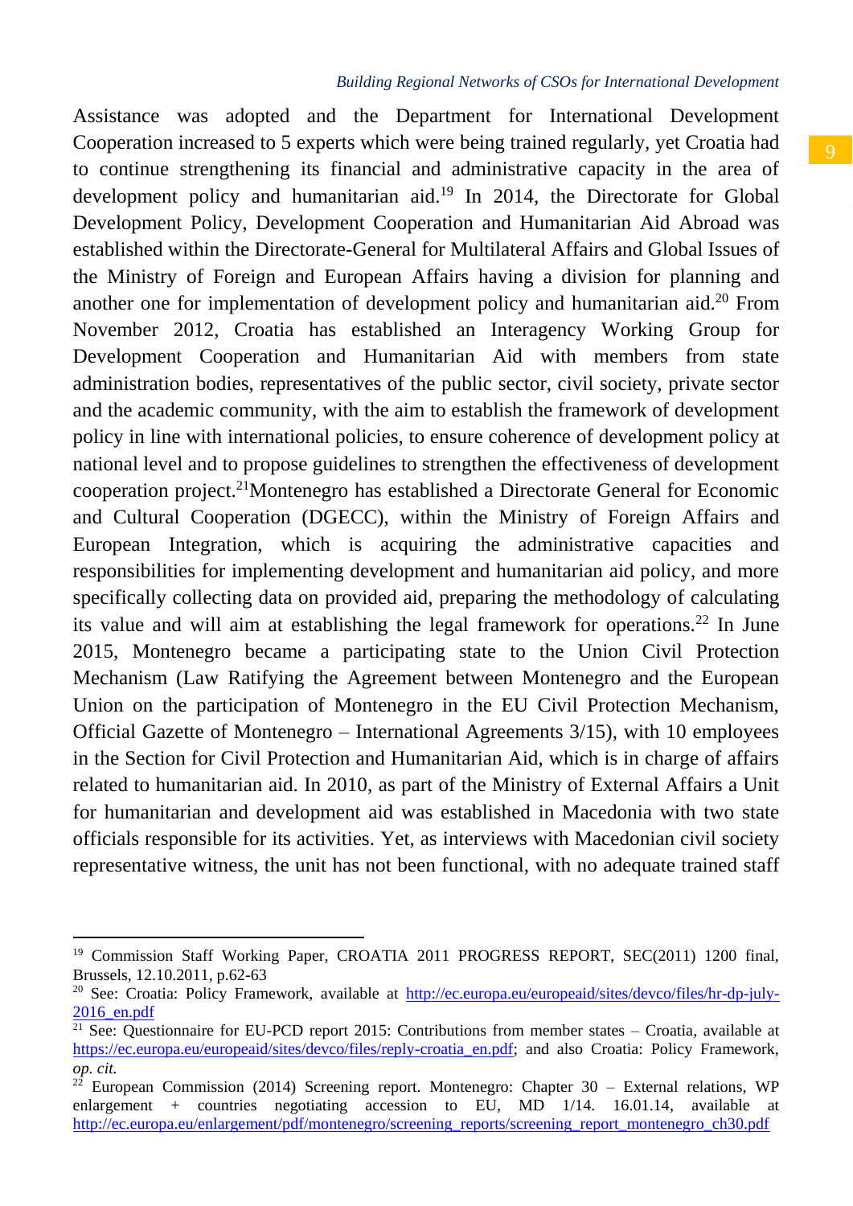Assistance was adopted and the Department for International Development Cooperation increased to 5 experts which were being trained regularly, yet Croatia had to continue strengthening its financial and administrative capacity in the area of development policy and humanitarian aid.[19] In 2014, the Directorate for Global Development Policy, Development Cooperation and Humanitarian Aid Abroad was established within the Directorate-General for Multilateral Affairs and Global Issues of the Ministry of Foreign and European Affairs having a division for planning and another one for implementation of development policy and humanitarian aid.[20] From November 2012, Croatia has established an Interagency Working Group for Development Cooperation and Humanitarian Aid with members from state administration bodies, representatives of the public sector, civil society, private sector and the academic community, with the aim to establish the framework of development policy in line with international policies, to ensure coherence of development policy at national level and to propose guidelines to strengthen the effectiveness of development cooperation project.[21]Montenegro has established a Directorate General for Economic and Cultural Cooperation (DGECC), within the Ministry of Foreign Affairs and European Integration, which is acquiring the administrative capacities and responsibilities for implementing development and humanitarian aid policy, and more specifically collecting data on provided aid, preparing the methodology of calculating its value and will aim at establishing the legal framework for operations.[22] In June 2015, Montenegro became a participating state to the Union Civil Protection Mechanism (Law Ratifying the Agreement between Montenegro and the European Union on the participation of Montenegro in the EU Civil Protection Mechanism, Official Gazette of Montenegro – International Agreements 3/15), with 10 employees in the Section for Civil Protection and Humanitarian Aid, which is in charge of affairs related to humanitarian aid. In 2010, as part of the Ministry of External Affairs a Unit for humanitarian and development aid was established in Macedonia with two state officials responsible for its activities. Yet, as interviews with Macedonian civil society representative witness, the unit has not been functional, with no adequate trained staff

---

[19] Commission Staff Working Paper, CROATIA 2011 PROGRESS REPORT, SEC(2011) 1200 final, Brussels, 12.10.2011, p.62-63

[20] See: Croatia: Policy Framework, available at http://ec.europa.eu/europeaid/sites/devco/files/hr-dp-july-2016_en.pdf

[21] See: Questionnaire for EU-PCD report 2015: Contributions from member states – Croatia, available at https://ec.europa.eu/europeaid/sites/devco/files/reply-croatia_en.pdf; and also Croatia: Policy Framework, *op. cit.*

[22] European Commission (2014) Screening report. Montenegro: Chapter 30 – External relations, WP enlargement + countries negotiating accession to EU, MD 1/14. 16.01.14, available at http://ec.europa.eu/enlargement/pdf/montenegro/screening_reports/screening_report_montenegro_ch30.pdf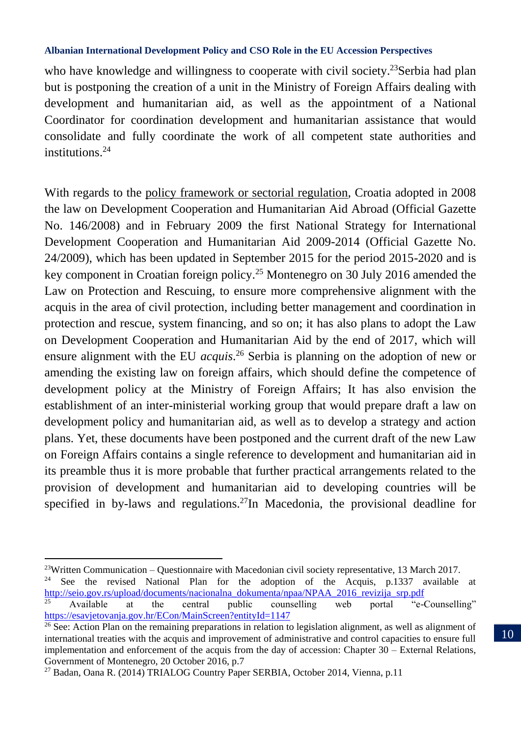who have knowledge and willingness to cooperate with civil society.[23]Serbia had plan but is postponing the creation of a unit in the Ministry of Foreign Affairs dealing with development and humanitarian aid, as well as the appointment of a National Coordinator for coordination development and humanitarian assistance that would consolidate and fully coordinate the work of all competent state authorities and institutions.[24]

With regards to the <u>policy framework or sectorial regulation</u>, Croatia adopted in 2008 the law on Development Cooperation and Humanitarian Aid Abroad (Official Gazette No. 146/2008) and in February 2009 the first National Strategy for International Development Cooperation and Humanitarian Aid 2009-2014 (Official Gazette No. 24/2009), which has been updated in September 2015 for the period 2015-2020 and is key component in Croatian foreign policy.[25] Montenegro on 30 July 2016 amended the Law on Protection and Rescuing, to ensure more comprehensive alignment with the acquis in the area of civil protection, including better management and coordination in protection and rescue, system financing, and so on; it has also plans to adopt the Law on Development Cooperation and Humanitarian Aid by the end of 2017, which will ensure alignment with the EU *acquis*.[26] Serbia is planning on the adoption of new or amending the existing law on foreign affairs, which should define the competence of development policy at the Ministry of Foreign Affairs; It has also envision the establishment of an inter-ministerial working group that would prepare draft a law on development policy and humanitarian aid, as well as to develop a strategy and action plans. Yet, these documents have been postponed and the current draft of the new Law on Foreign Affairs contains a single reference to development and humanitarian aid in its preamble thus it is more probable that further practical arrangements related to the provision of development and humanitarian aid to developing countries will be specified in by-laws and regulations.[27]In Macedonia, the provisional deadline for

---

[23]Written Communication – Questionnaire with Macedonian civil society representative, 13 March 2017.

[24] See the revised National Plan for the adoption of the Acquis, p.1337 available at http://seio.gov.rs/upload/documents/nacionalna_dokumenta/npaa/NPAA_2016_revizija_srp.pdf

[25] Available at the central public counselling web portal "e-Counselling" https://esavjetovanja.gov.hr/ECon/MainScreen?entityId=1147

[26] See: Action Plan on the remaining preparations in relation to legislation alignment, as well as alignment of international treaties with the acquis and improvement of administrative and control capacities to ensure full implementation and enforcement of the acquis from the day of accession: Chapter 30 – External Relations, Government of Montenegro, 20 October 2016, p.7

[27] Badan, Oana R. (2014) TRIALOG Country Paper SERBIA, October 2014, Vienna, p.11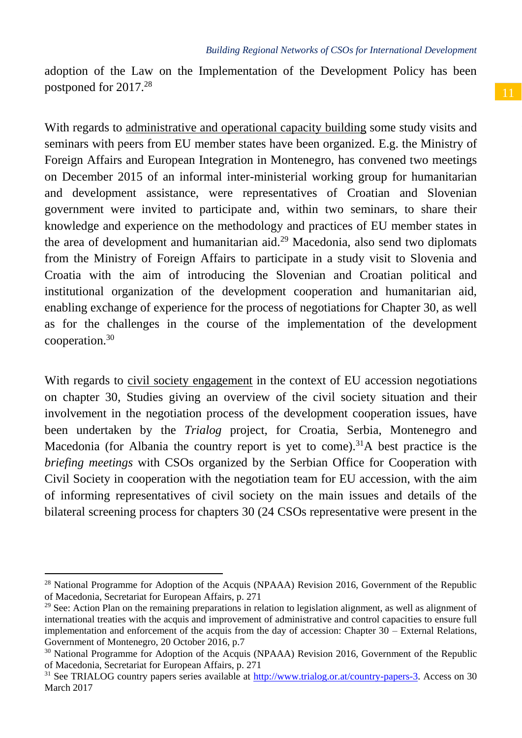adoption of the Law on the Implementation of the Development Policy has been postponed for 2017.[28]

With regards to <u>administrative and operational capacity building</u> some study visits and seminars with peers from EU member states have been organized. E.g. the Ministry of Foreign Affairs and European Integration in Montenegro, has convened two meetings on December 2015 of an informal inter-ministerial working group for humanitarian and development assistance, were representatives of Croatian and Slovenian government were invited to participate and, within two seminars, to share their knowledge and experience on the methodology and practices of EU member states in the area of development and humanitarian aid.[29] Macedonia, also send two diplomats from the Ministry of Foreign Affairs to participate in a study visit to Slovenia and Croatia with the aim of introducing the Slovenian and Croatian political and institutional organization of the development cooperation and humanitarian aid, enabling exchange of experience for the process of negotiations for Chapter 30, as well as for the challenges in the course of the implementation of the development cooperation.[30]

With regards to <u>civil society engagement</u> in the context of EU accession negotiations on chapter 30, Studies giving an overview of the civil society situation and their involvement in the negotiation process of the development cooperation issues, have been undertaken by the *Trialog* project, for Croatia, Serbia, Montenegro and Macedonia (for Albania the country report is yet to come).[31]A best practice is the *briefing meetings* with CSOs organized by the Serbian Office for Cooperation with Civil Society in cooperation with the negotiation team for EU accession, with the aim of informing representatives of civil society on the main issues and details of the bilateral screening process for chapters 30 (24 CSOs representative were present in the

---

[28] National Programme for Adoption of the Acquis (NPAAA) Revision 2016, Government of the Republic of Macedonia, Secretariat for European Affairs, p. 271

[29] See: Action Plan on the remaining preparations in relation to legislation alignment, as well as alignment of international treaties with the acquis and improvement of administrative and control capacities to ensure full implementation and enforcement of the acquis from the day of accession: Chapter 30 – External Relations, Government of Montenegro, 20 October 2016, p.7

[30] National Programme for Adoption of the Acquis (NPAAA) Revision 2016, Government of the Republic of Macedonia, Secretariat for European Affairs, p. 271

[31] See TRIALOG country papers series available at http://www.trialog.or.at/country-papers-3. Access on 30 March 2017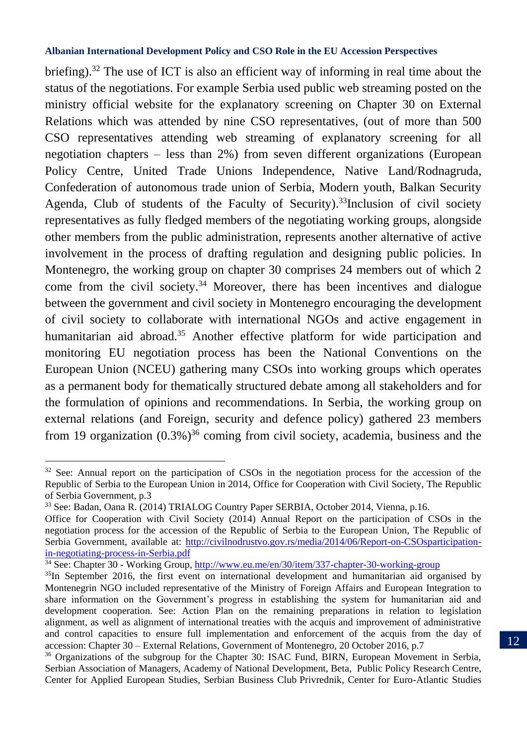briefing).[32] The use of ICT is also an efficient way of informing in real time about the status of the negotiations. For example Serbia used public web streaming posted on the ministry official website for the explanatory screening on Chapter 30 on External Relations which was attended by nine CSO representatives, (out of more than 500 CSO representatives attending web streaming of explanatory screening for all negotiation chapters – less than 2%) from seven different organizations (European Policy Centre, United Trade Unions Independence, Native Land/Rodnagruda, Confederation of autonomous trade union of Serbia, Modern youth, Balkan Security Agenda, Club of students of the Faculty of Security).[33]Inclusion of civil society representatives as fully fledged members of the negotiating working groups, alongside other members from the public administration, represents another alternative of active involvement in the process of drafting regulation and designing public policies. In Montenegro, the working group on chapter 30 comprises 24 members out of which 2 come from the civil society.[34] Moreover, there has been incentives and dialogue between the government and civil society in Montenegro encouraging the development of civil society to collaborate with international NGOs and active engagement in humanitarian aid abroad.[35] Another effective platform for wide participation and monitoring EU negotiation process has been the National Conventions on the European Union (NCEU) gathering many CSOs into working groups which operates as a permanent body for thematically structured debate among all stakeholders and for the formulation of opinions and recommendations. In Serbia, the working group on external relations (and Foreign, security and defence policy) gathered 23 members from 19 organization (0.3%)[36] coming from civil society, academia, business and the

---

[32] See: Annual report on the participation of CSOs in the negotiation process for the accession of the Republic of Serbia to the European Union in 2014, Office for Cooperation with Civil Society, The Republic of Serbia Government, p.3

[33] See: Badan, Oana R. (2014) TRIALOG Country Paper SERBIA, October 2014, Vienna, p.16.
Office for Cooperation with Civil Society (2014) Annual Report on the participation of CSOs in the negotiation process for the accession of the Republic of Serbia to the European Union, The Republic of Serbia Government, available at: http://civilnodrustvo.gov.rs/media/2014/06/Report-on-CSOsparticipation-in-negotiating-process-in-Serbia.pdf

[34] See: Chapter 30 - Working Group, http://www.eu.me/en/30/item/337-chapter-30-working-group

[35] In September 2016, the first event on international development and humanitarian aid organised by Montenegrin NGO included representative of the Ministry of Foreign Affairs and European Integration to share information on the Government's progress in establishing the system for humanitarian aid and development cooperation. See: Action Plan on the remaining preparations in relation to legislation alignment, as well as alignment of international treaties with the acquis and improvement of administrative and control capacities to ensure full implementation and enforcement of the acquis from the day of accession: Chapter 30 – External Relations, Government of Montenegro, 20 October 2016, p.7

[36] Organizations of the subgroup for the Chapter 30: ISAC Fund, BIRN, European Movement in Serbia, Serbian Association of Managers, Academy of National Development, Beta, Public Policy Research Centre, Center for Applied European Studies, Serbian Business Club Privrednik, Center for Euro-Atlantic Studies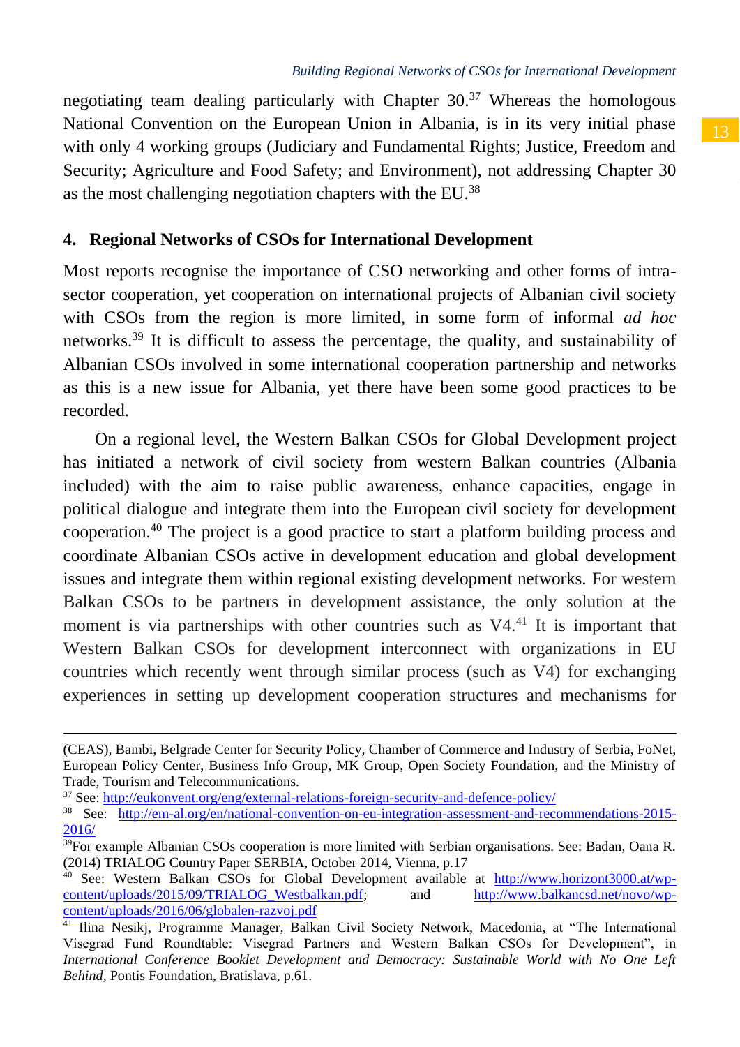negotiating team dealing particularly with Chapter 30.[37] Whereas the homologous National Convention on the European Union in Albania, is in its very initial phase with only 4 working groups (Judiciary and Fundamental Rights; Justice, Freedom and Security; Agriculture and Food Safety; and Environment), not addressing Chapter 30 as the most challenging negotiation chapters with the EU.[38]

## 4. Regional Networks of CSOs for International Development

Most reports recognise the importance of CSO networking and other forms of intra-sector cooperation, yet cooperation on international projects of Albanian civil society with CSOs from the region is more limited, in some form of informal *ad hoc* networks.[39] It is difficult to assess the percentage, the quality, and sustainability of Albanian CSOs involved in some international cooperation partnership and networks as this is a new issue for Albania, yet there have been some good practices to be recorded.

On a regional level, the Western Balkan CSOs for Global Development project has initiated a network of civil society from western Balkan countries (Albania included) with the aim to raise public awareness, enhance capacities, engage in political dialogue and integrate them into the European civil society for development cooperation.[40] The project is a good practice to start a platform building process and coordinate Albanian CSOs active in development education and global development issues and integrate them within regional existing development networks. For western Balkan CSOs to be partners in development assistance, the only solution at the moment is via partnerships with other countries such as V4.[41] It is important that Western Balkan CSOs for development interconnect with organizations in EU countries which recently went through similar process (such as V4) for exchanging experiences in setting up development cooperation structures and mechanisms for

---

(CEAS), Bambi, Belgrade Center for Security Policy, Chamber of Commerce and Industry of Serbia, FoNet, European Policy Center, Business Info Group, MK Group, Open Society Foundation, and the Ministry of Trade, Tourism and Telecommunications.

[37] See: http://eukonvent.org/eng/external-relations-foreign-security-and-defence-policy/

[38] See: http://em-al.org/en/national-convention-on-eu-integration-assessment-and-recommendations-2015-2016/

[39] For example Albanian CSOs cooperation is more limited with Serbian organisations. See: Badan, Oana R. (2014) TRIALOG Country Paper SERBIA, October 2014, Vienna, p.17

[40] See: Western Balkan CSOs for Global Development available at http://www.horizont3000.at/wp-content/uploads/2015/09/TRIALOG_Westbalkan.pdf; and http://www.balkancsd.net/novo/wp-content/uploads/2016/06/globalen-razvoj.pdf

[41] Ilina Nesikj, Programme Manager, Balkan Civil Society Network, Macedonia, at "The International Visegrad Fund Roundtable: Visegrad Partners and Western Balkan CSOs for Development", in *International Conference Booklet Development and Democracy: Sustainable World with No One Left Behind*, Pontis Foundation, Bratislava, p.61.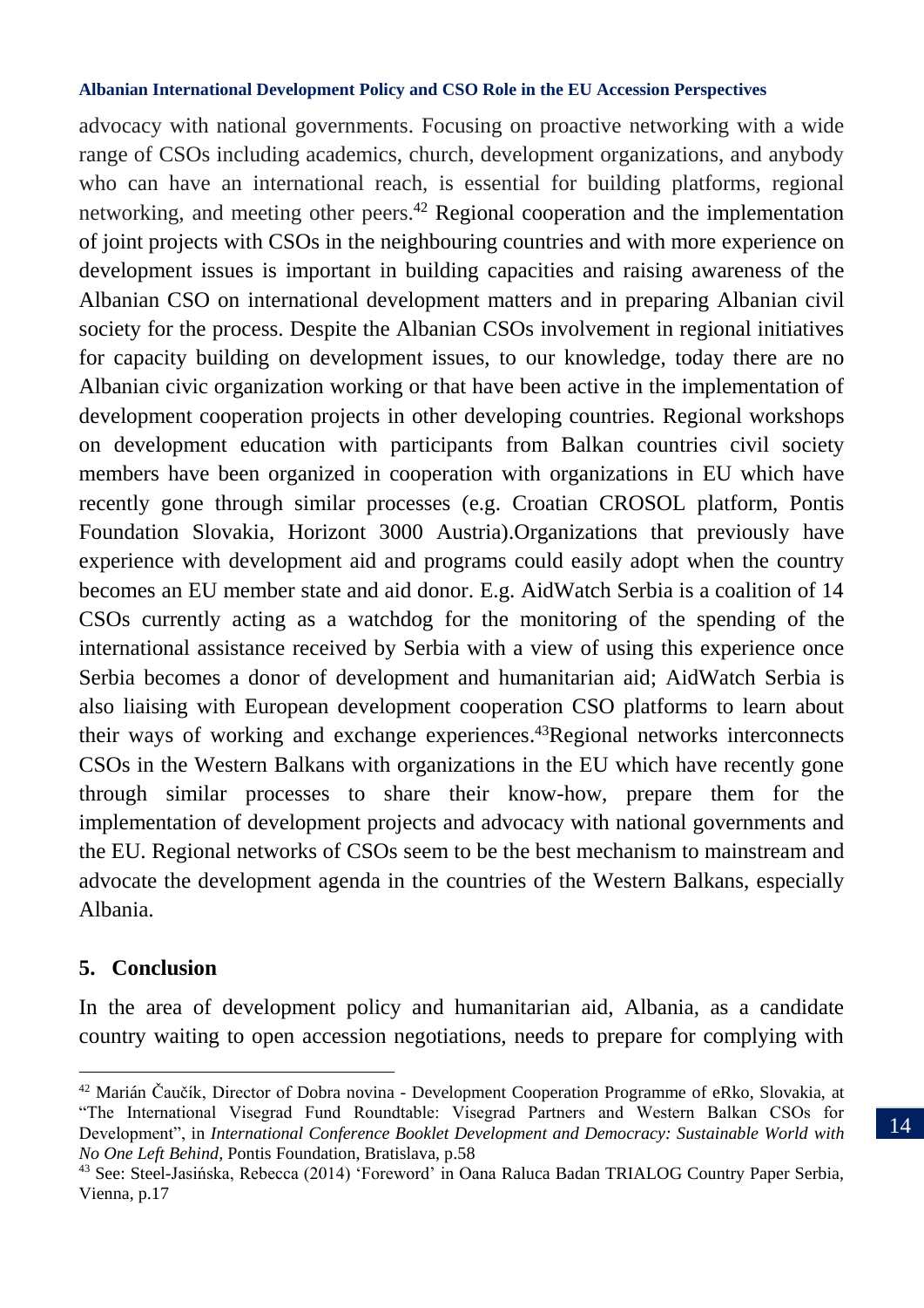advocacy with national governments. Focusing on proactive networking with a wide range of CSOs including academics, church, development organizations, and anybody who can have an international reach, is essential for building platforms, regional networking, and meeting other peers.[42] Regional cooperation and the implementation of joint projects with CSOs in the neighbouring countries and with more experience on development issues is important in building capacities and raising awareness of the Albanian CSO on international development matters and in preparing Albanian civil society for the process. Despite the Albanian CSOs involvement in regional initiatives for capacity building on development issues, to our knowledge, today there are no Albanian civic organization working or that have been active in the implementation of development cooperation projects in other developing countries. Regional workshops on development education with participants from Balkan countries civil society members have been organized in cooperation with organizations in EU which have recently gone through similar processes (e.g. Croatian CROSOL platform, Pontis Foundation Slovakia, Horizont 3000 Austria).Organizations that previously have experience with development aid and programs could easily adopt when the country becomes an EU member state and aid donor. E.g. AidWatch Serbia is a coalition of 14 CSOs currently acting as a watchdog for the monitoring of the spending of the international assistance received by Serbia with a view of using this experience once Serbia becomes a donor of development and humanitarian aid; AidWatch Serbia is also liaising with European development cooperation CSO platforms to learn about their ways of working and exchange experiences.[43]Regional networks interconnects CSOs in the Western Balkans with organizations in the EU which have recently gone through similar processes to share their know-how, prepare them for the implementation of development projects and advocacy with national governments and the EU. Regional networks of CSOs seem to be the best mechanism to mainstream and advocate the development agenda in the countries of the Western Balkans, especially Albania.

## 5. Conclusion

In the area of development policy and humanitarian aid, Albania, as a candidate country waiting to open accession negotiations, needs to prepare for complying with

---

[42] Marián Čaučík, Director of Dobra novina - Development Cooperation Programme of eRko, Slovakia, at "The International Visegrad Fund Roundtable: Visegrad Partners and Western Balkan CSOs for Development", in *International Conference Booklet Development and Democracy: Sustainable World with No One Left Behind*, Pontis Foundation, Bratislava, p.58

[43] See: Steel-Jasińska, Rebecca (2014) 'Foreword' in Oana Raluca Badan TRIALOG Country Paper Serbia, Vienna, p.17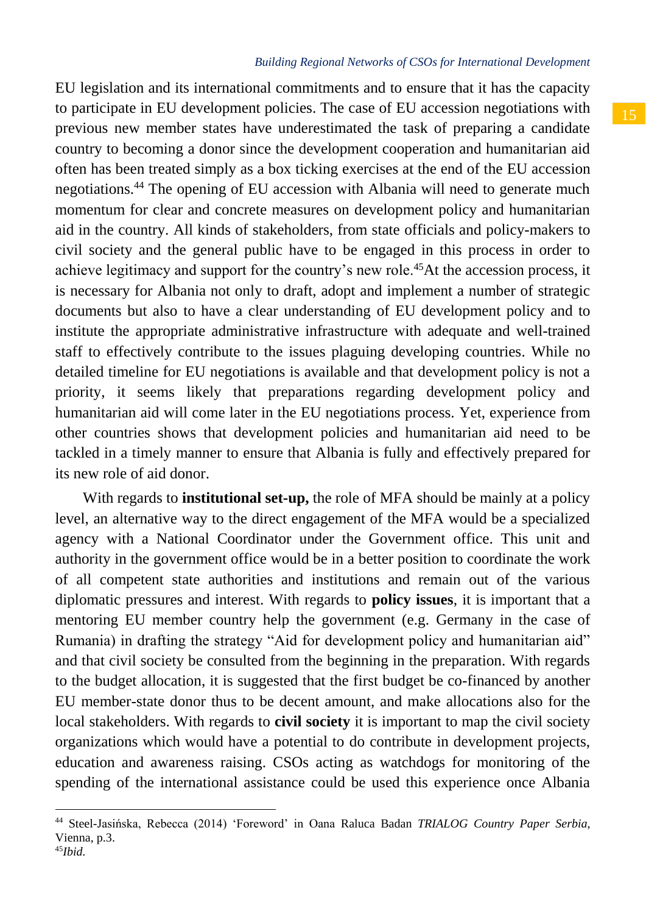EU legislation and its international commitments and to ensure that it has the capacity to participate in EU development policies. The case of EU accession negotiations with previous new member states have underestimated the task of preparing a candidate country to becoming a donor since the development cooperation and humanitarian aid often has been treated simply as a box ticking exercises at the end of the EU accession negotiations.[44] The opening of EU accession with Albania will need to generate much momentum for clear and concrete measures on development policy and humanitarian aid in the country. All kinds of stakeholders, from state officials and policy-makers to civil society and the general public have to be engaged in this process in order to achieve legitimacy and support for the country's new role.[45]At the accession process, it is necessary for Albania not only to draft, adopt and implement a number of strategic documents but also to have a clear understanding of EU development policy and to institute the appropriate administrative infrastructure with adequate and well-trained staff to effectively contribute to the issues plaguing developing countries. While no detailed timeline for EU negotiations is available and that development policy is not a priority, it seems likely that preparations regarding development policy and humanitarian aid will come later in the EU negotiations process. Yet, experience from other countries shows that development policies and humanitarian aid need to be tackled in a timely manner to ensure that Albania is fully and effectively prepared for its new role of aid donor.

With regards to **institutional set-up,** the role of MFA should be mainly at a policy level, an alternative way to the direct engagement of the MFA would be a specialized agency with a National Coordinator under the Government office. This unit and authority in the government office would be in a better position to coordinate the work of all competent state authorities and institutions and remain out of the various diplomatic pressures and interest. With regards to **policy issues**, it is important that a mentoring EU member country help the government (e.g. Germany in the case of Rumania) in drafting the strategy "Aid for development policy and humanitarian aid" and that civil society be consulted from the beginning in the preparation. With regards to the budget allocation, it is suggested that the first budget be co-financed by another EU member-state donor thus to be decent amount, and make allocations also for the local stakeholders. With regards to **civil society** it is important to map the civil society organizations which would have a potential to do contribute in development projects, education and awareness raising. CSOs acting as watchdogs for monitoring of the spending of the international assistance could be used this experience once Albania

---

[44] Steel-Jasińska, Rebecca (2014) 'Foreword' in Oana Raluca Badan *TRIALOG Country Paper Serbia*, Vienna, p.3.

[45] *Ibid.*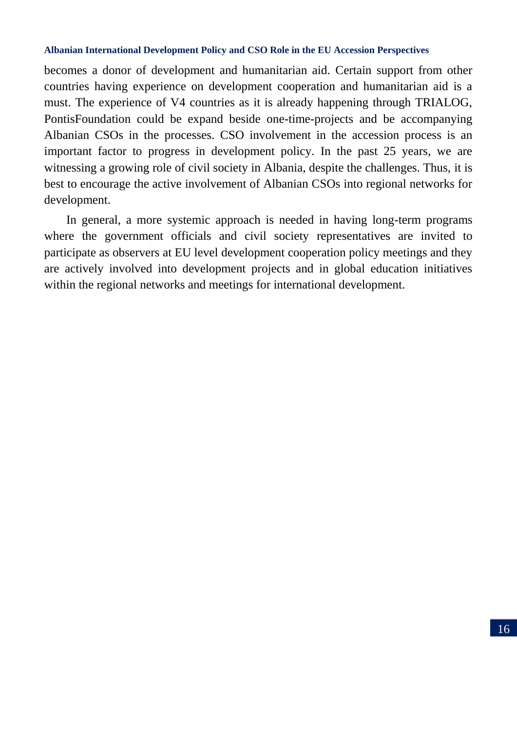becomes a donor of development and humanitarian aid. Certain support from other countries having experience on development cooperation and humanitarian aid is a must. The experience of V4 countries as it is already happening through TRIALOG, PontisFoundation could be expand beside one-time-projects and be accompanying Albanian CSOs in the processes. CSO involvement in the accession process is an important factor to progress in development policy. In the past 25 years, we are witnessing a growing role of civil society in Albania, despite the challenges. Thus, it is best to encourage the active involvement of Albanian CSOs into regional networks for development.

In general, a more systemic approach is needed in having long-term programs where the government officials and civil society representatives are invited to participate as observers at EU level development cooperation policy meetings and they are actively involved into development projects and in global education initiatives within the regional networks and meetings for international development.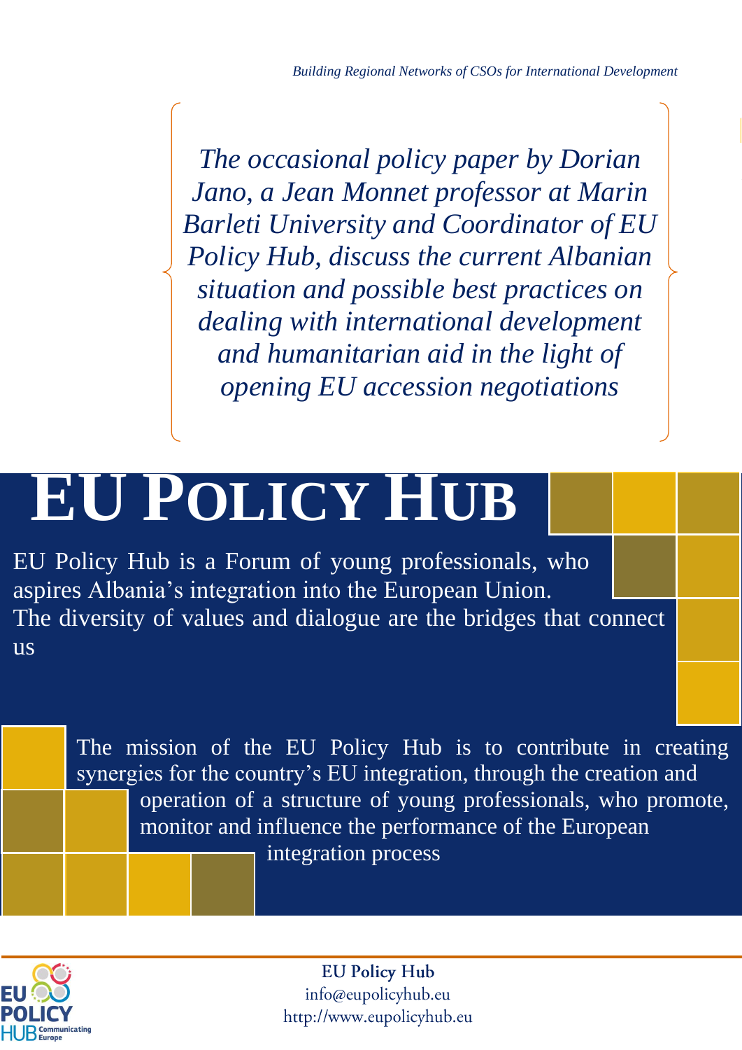*Building Regional Networks of CSOs for International Development*

*The occasional policy paper by Dorian Jano, a Jean Monnet professor at Marin Barleti University and Coordinator of EU Policy Hub, discuss the current Albanian situation and possible best practices on dealing with international development and humanitarian aid in the light of opening EU accession negotiations*

# EU POLICY HUB

EU Policy Hub is a Forum of young professionals, who aspires Albania's integration into the European Union. The diversity of values and dialogue are the bridges that connect us

The mission of the EU Policy Hub is to contribute in creating synergies for the country's EU integration, through the creation and operation of a structure of young professionals, who promote, monitor and influence the performance of the European integration process

**EU Policy Hub**
info@eupolicyhub.eu
http://www.eupolicyhub.eu